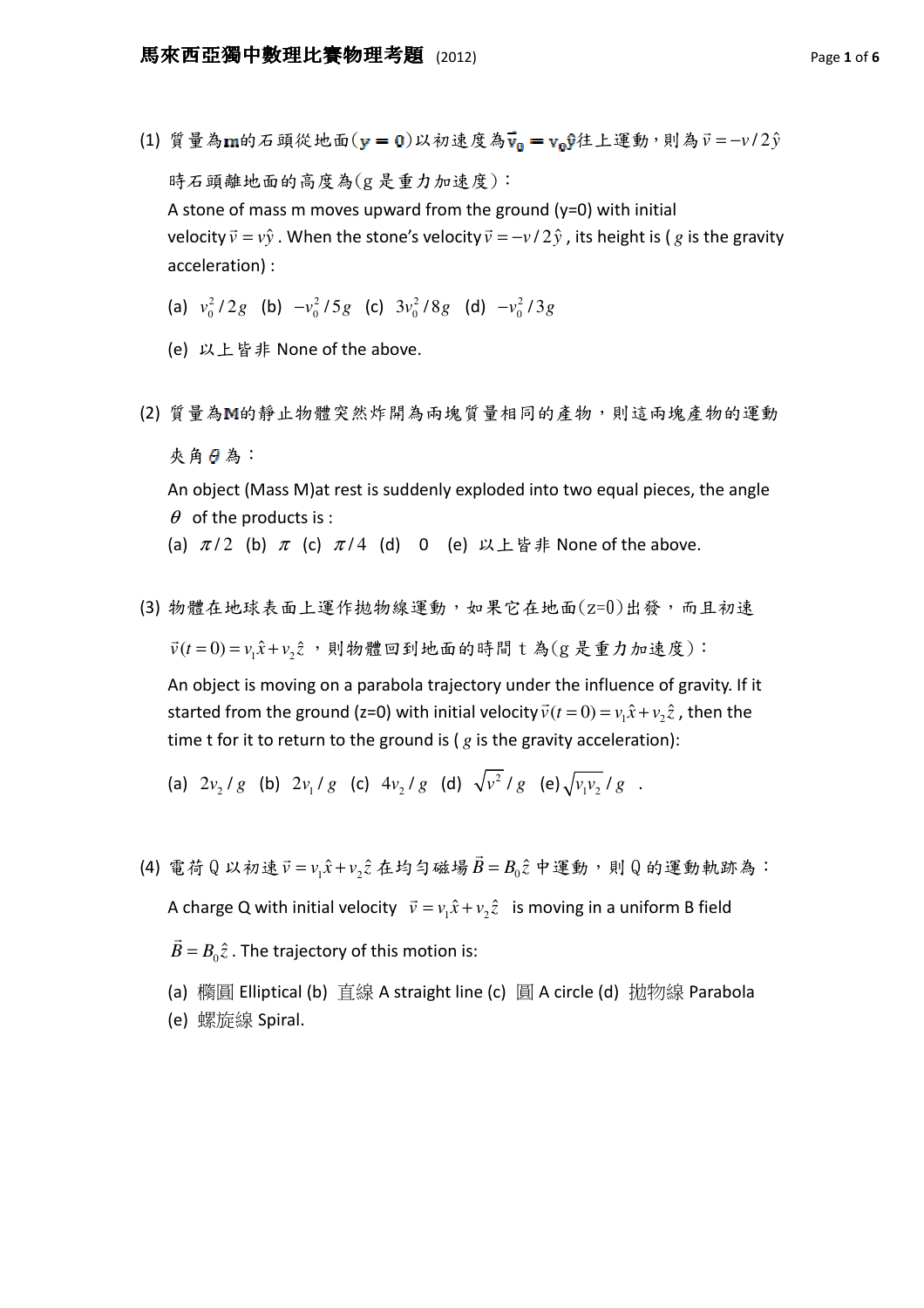(1) 質量為m的石頭從地面($y = 0$)以初速度為$\vec{v}_0 = v_0\hat{y}$往上運動，則為$\vec{v} = -v/2\hat{y}$時石頭離地面的高度為($g$是重力加速度)：

A stone of mass m moves upward from the ground (y=0) with initial velocity $\vec{v} = v\hat{y}$ . When the stone's velocity $\vec{v} = -v/2\hat{y}$ , its height is ( $g$ is the gravity acceleration) :

(a) $v_0^2/2g$ (b) $-v_0^2/5g$ (c) $3v_0^2/8g$ (d) $-v_0^2/3g$

(e) 以上皆非 None of the above.

(2) 質量為M的靜止物體突然炸開為兩塊質量相同的產物，則這兩塊產物的運動夾角$\theta$為：

An object (Mass M)at rest is suddenly exploded into two equal pieces, the angle $\theta$ of the products is :

(a) $\pi/2$ (b) $\pi$ (c) $\pi/4$ (d) 0 (e) 以上皆非 None of the above.

(3) 物體在地球表面上運作拋物線運動，如果它在地面(z=0)出發，而且初速$\vec{v}(t=0) = v_1\hat{x} + v_2\hat{z}$，則物體回到地面的時間 t 為($g$是重力加速度)：

An object is moving on a parabola trajectory under the influence of gravity. If it started from the ground (z=0) with initial velocity $\vec{v}(t=0) = v_1\hat{x} + v_2\hat{z}$ , then the time t for it to return to the ground is ( $g$ is the gravity acceleration):

(a) $2v_2/g$ (b) $2v_1/g$ (c) $4v_2/g$ (d) $\sqrt{v^2}/g$ (e) $\sqrt{v_1v_2}/g$ .

(4) 電荷 Q 以初速$\vec{v} = v_1\hat{x} + v_2\hat{z}$在均勻磁場$\vec{B} = B_0\hat{z}$中運動，則 Q 的運動軌跡為：

A charge Q with initial velocity $\vec{v} = v_1\hat{x} + v_2\hat{z}$ is moving in a uniform B field $\vec{B} = B_0\hat{z}$ . The trajectory of this motion is:

(a) 橢圓 Elliptical (b) 直線 A straight line (c) 圓 A circle (d) 拋物線 Parabola

(e) 螺旋線 Spiral.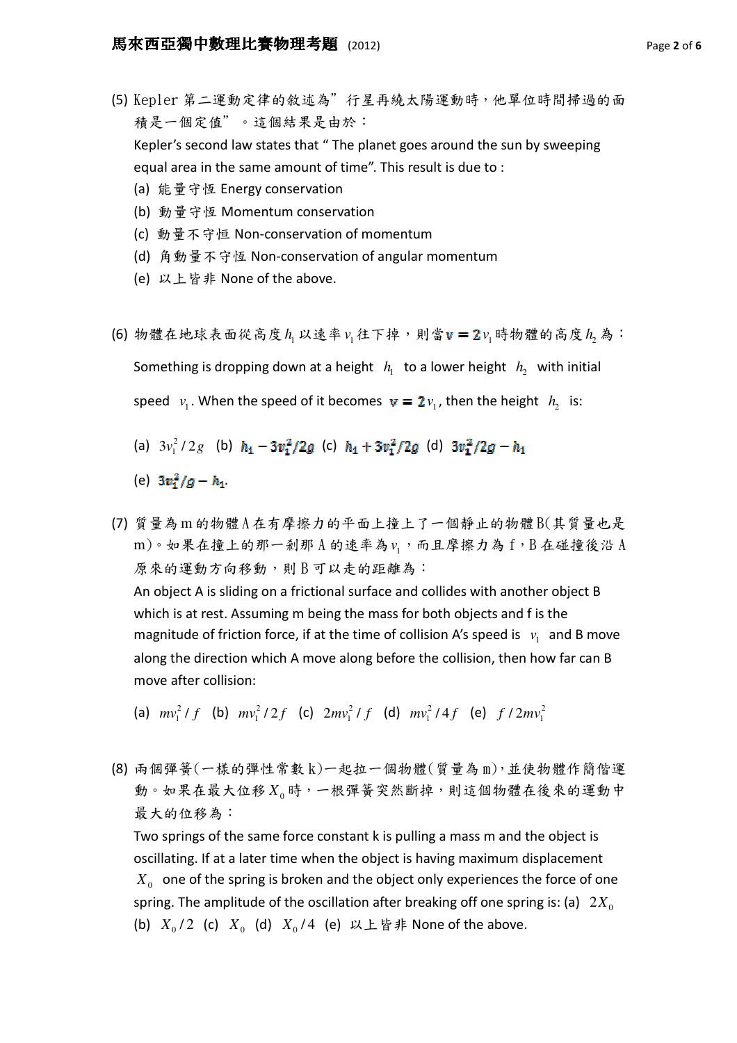(5) Kepler 第二運動定律的敘述為”行星再繞太陽運動時，他單位時間掃過的面積是一個定值”。這個結果是由於：

Kepler's second law states that “ The planet goes around the sun by sweeping equal area in the same amount of time”. This result is due to :

(a) 能量守恆 Energy conservation

(b) 動量守恆 Momentum conservation

(c) 動量不守恒 Non-conservation of momentum

(d) 角動量不守恆 Non-conservation of angular momentum

(e) 以上皆非 None of the above.

(6) 物體在地球表面從高度 $h_1$ 以速率 $v_1$ 往下掉，則當 $v = 2v_1$ 時物體的高度 $h_2$ 為：

Something is dropping down at a height $h_1$ to a lower height $h_2$ with initial speed $v_1$. When the speed of it becomes $v = 2v_1$, then the height $h_2$ is:

(a) $3v_1^2/2g$ (b) $h_1 - 3v_1^2/2g$ (c) $h_1 + 3v_1^2/2g$ (d) $3v_1^2/2g - h_1$

(e) $3v_1^2/g - h_1$.

(7) 質量為 m 的物體 A 在有摩擦力的平面上撞上了一個靜止的物體 B(其質量也是 m)。如果在撞上的那一剎那 A 的速率為 $v_1$，而且摩擦力為 f，B 在碰撞後沿 A 原來的運動方向移動，則 B 可以走的距離為：

An object A is sliding on a frictional surface and collides with another object B which is at rest. Assuming m being the mass for both objects and f is the magnitude of friction force, if at the time of collision A's speed is $v_1$ and B move along the direction which A move along before the collision, then how far can B move after collision:

(a) $mv_1^2/f$ (b) $mv_1^2/2f$ (c) $2mv_1^2/f$ (d) $mv_1^2/4f$ (e) $f/2mv_1^2$

(8) 兩個彈簧(一樣的彈性常數 k)一起拉一個物體(質量為 m)，並使物體作簡偕運動。如果在最大位移 $X_0$ 時，一根彈簧突然斷掉，則這個物體在後來的運動中最大的位移為：

Two springs of the same force constant k is pulling a mass m and the object is oscillating. If at a later time when the object is having maximum displacement $X_0$ one of the spring is broken and the object only experiences the force of one spring. The amplitude of the oscillation after breaking off one spring is: (a) $2X_0$ (b) $X_0/2$ (c) $X_0$ (d) $X_0/4$ (e) 以上皆非 None of the above.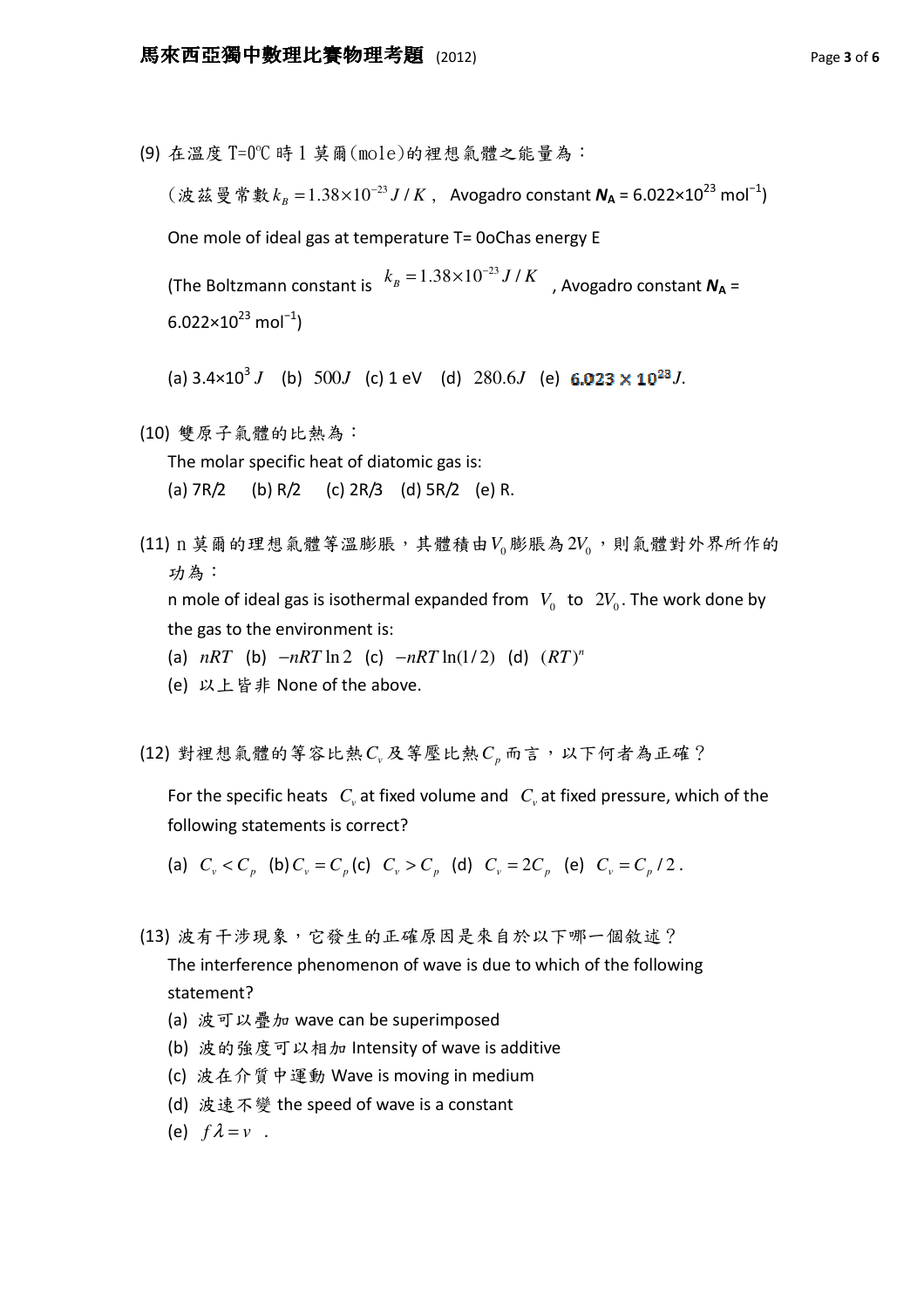(9) 在溫度 T=0℃ 時 1 莫爾(mole)的裡想氣體之能量為：

（波茲曼常數 $k_B = 1.38 \times 10^{-23} J/K$， Avogadro constant $N_A$ = 6.022×$10^{23}$ $mol^{-1}$)

One mole of ideal gas at temperature T= 0oChas energy E

(The Boltzmann constant is $k_B = 1.38 \times 10^{-23} J/K$ , Avogadro constant $N_A$ = 6.022×$10^{23}$ $mol^{-1}$)

(a) 3.4×$10^3$ $J$ (b) $500J$ (c) 1 eV (d) $280.6J$ (e) **6.023 × $10^{23}$** $J$.

(10) 雙原子氣體的比熱為：

The molar specific heat of diatomic gas is:

(a) 7R/2 (b) R/2 (c) 2R/3 (d) 5R/2 (e) R.

(11) n 莫爾的理想氣體等溫膨脹，其體積由 $V_0$ 膨脹為 $2V_0$，則氣體對外界所作的功為：

n mole of ideal gas is isothermal expanded from $V_0$ to $2V_0$. The work done by the gas to the environment is:

(a) $nRT$ (b) $-nRT\ln 2$ (c) $-nRT\ln(1/2)$ (d) $(RT)^n$

(e) 以上皆非 None of the above.

(12) 對裡想氣體的等容比熱 $C_v$ 及等壓比熱 $C_p$ 而言，以下何者為正確？

For the specific heats $C_v$ at fixed volume and $C_v$ at fixed pressure, which of the following statements is correct?

(a) $C_v < C_p$ (b) $C_v = C_p$ (c) $C_v > C_p$ (d) $C_v = 2C_p$ (e) $C_v = C_p/2$.

(13) 波有干涉現象，它發生的正確原因是來自於以下哪一個敘述？

The interference phenomenon of wave is due to which of the following statement?

(a) 波可以疊加 wave can be superimposed

(b) 波的強度可以相加 Intensity of wave is additive

(c) 波在介質中運動 Wave is moving in medium

(d) 波速不變 the speed of wave is a constant

(e) $f\lambda = v$ .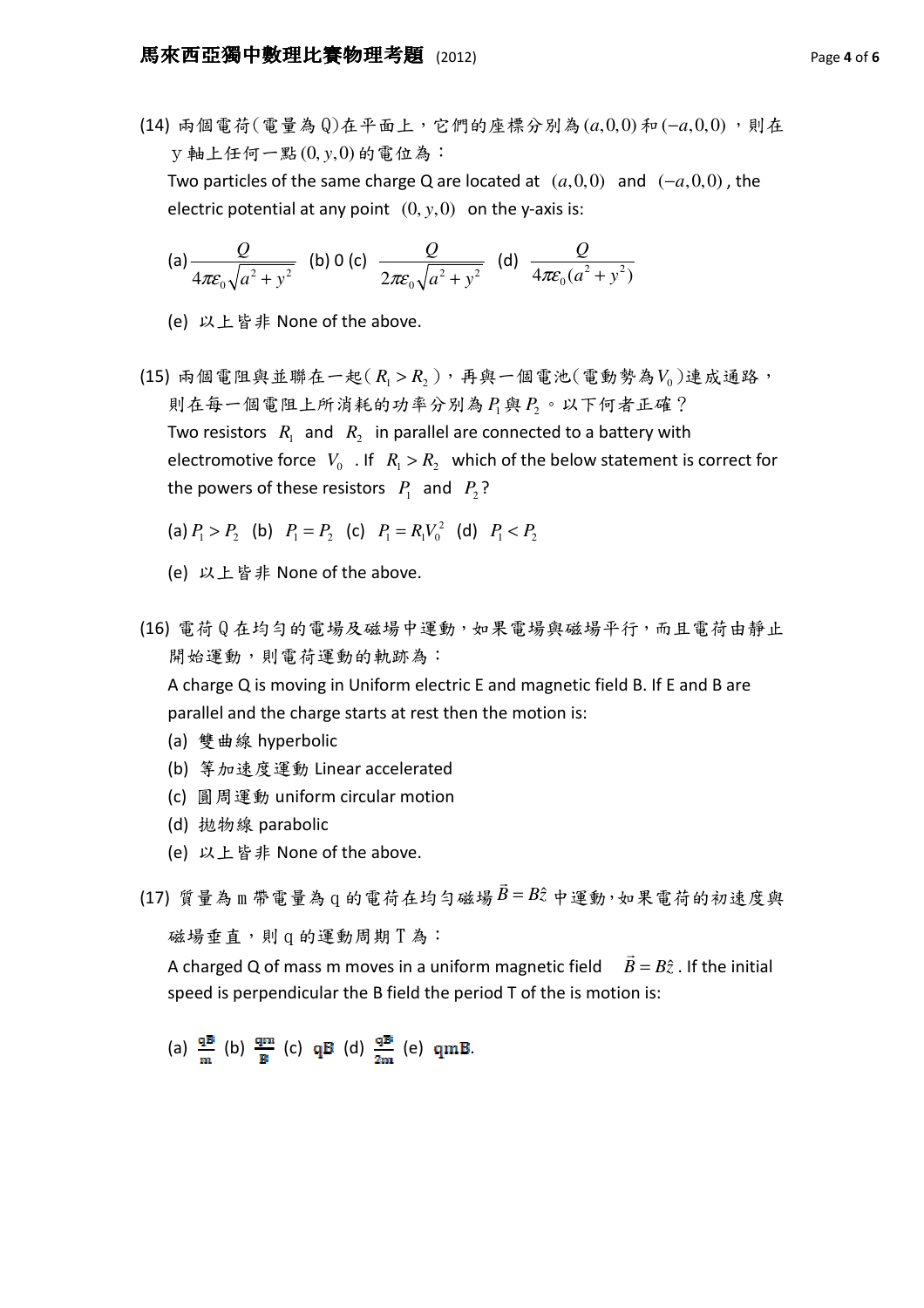(14) 兩個電荷(電量為 Q)在平面上，它們的座標分別為 $(a,0,0)$ 和 $(-a,0,0)$ ，則在 y 軸上任何一點 $(0,y,0)$ 的電位為：

Two particles of the same charge Q are located at $(a,0,0)$ and $(-a,0,0)$, the electric potential at any point $(0,y,0)$ on the y-axis is:

(a) $\dfrac{Q}{4\pi\varepsilon_0\sqrt{a^2+y^2}}$ (b) 0 (c) $\dfrac{Q}{2\pi\varepsilon_0\sqrt{a^2+y^2}}$ (d) $\dfrac{Q}{4\pi\varepsilon_0(a^2+y^2)}$

(e) 以上皆非 None of the above.

(15) 兩個電阻與並聯在一起( $R_1 > R_2$ )，再與一個電池(電動勢為 $V_0$ )連成通路，則在每一個電阻上所消耗的功率分別為 $P_1$ 與 $P_2$ 。以下何者正確？

Two resistors $R_1$ and $R_2$ in parallel are connected to a battery with electromotive force $V_0$ . If $R_1 > R_2$ which of the below statement is correct for the powers of these resistors $P_1$ and $P_2$?

(a) $P_1 > P_2$ (b) $P_1 = P_2$ (c) $P_1 = R_1 V_0^2$ (d) $P_1 < P_2$

(e) 以上皆非 None of the above.

(16) 電荷 Q 在均勻的電場及磁場中運動，如果電場與磁場平行，而且電荷由靜止開始運動，則電荷運動的軌跡為：

A charge Q is moving in Uniform electric E and magnetic field B. If E and B are parallel and the charge starts at rest then the motion is:

(a) 雙曲線 hyperbolic
(b) 等加速度運動 Linear accelerated
(c) 圓周運動 uniform circular motion
(d) 拋物線 parabolic
(e) 以上皆非 None of the above.

(17) 質量為 m 帶電量為 q 的電荷在均勻磁場 $\vec{B} = B\hat{z}$ 中運動，如果電荷的初速度與磁場垂直，則 q 的運動周期 T 為：

A charged Q of mass m moves in a uniform magnetic field $\vec{B} = B\hat{z}$. If the initial speed is perpendicular the B field the period T of the is motion is:

(a) $\frac{qB}{m}$ (b) $\frac{qm}{B}$ (c) $qB$ (d) $\frac{qB}{2m}$ (e) $qmB$.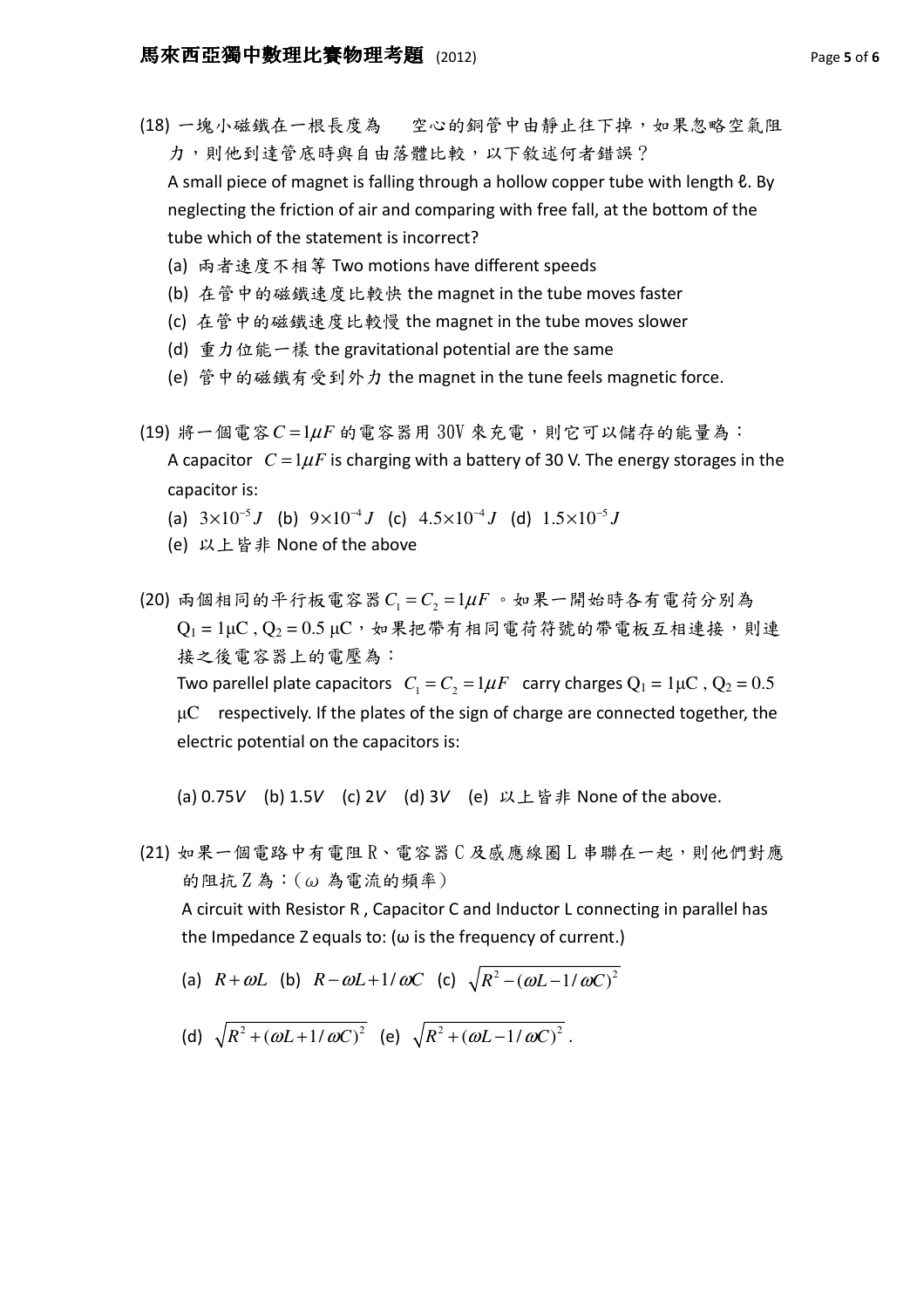(18) 一塊小磁鐵在一根長度為　空心的銅管中由靜止往下掉，如果忽略空氣阻力，則他到達管底時與自由落體比較，以下敘述何者錯誤？

A small piece of magnet is falling through a hollow copper tube with length ℓ. By neglecting the friction of air and comparing with free fall, at the bottom of the tube which of the statement is incorrect?

(a) 兩者速度不相等 Two motions have different speeds

(b) 在管中的磁鐵速度比較快 the magnet in the tube moves faster

(c) 在管中的磁鐵速度比較慢 the magnet in the tube moves slower

(d) 重力位能一樣 the gravitational potential are the same

(e) 管中的磁鐵有受到外力 the magnet in the tune feels magnetic force.

(19) 將一個電容 $C = 1\mu F$ 的電容器用 30V 來充電，則它可以儲存的能量為：

A capacitor $C = 1\mu F$ is charging with a battery of 30 V. The energy storages in the capacitor is:

(a) $3\times10^{-5}J$ (b) $9\times10^{-4}J$ (c) $4.5\times10^{-4}J$ (d) $1.5\times10^{-5}J$

(e) 以上皆非 None of the above

(20) 兩個相同的平行板電容器 $C_1 = C_2 = 1\mu F$ 。如果一開始時各有電荷分別為 $Q_1 = 1\mu C$ , $Q_2 = 0.5\ \mu C$，如果把帶有相同電荷符號的帶電板互相連接，則連接之後電容器上的電壓為：

Two parellel plate capacitors $C_1 = C_2 = 1\mu F$ carry charges $Q_1 = 1\mu C$ , $Q_2 = 0.5\ \mu C$ respectively. If the plates of the sign of charge are connected together, the electric potential on the capacitors is:

(a) 0.75*V* (b) 1.5*V* (c) 2*V* (d) 3*V* (e) 以上皆非 None of the above.

(21) 如果一個電路中有電阻 R、電容器 C 及感應線圈 L 串聯在一起，則他們對應的阻抗 Z 為：( ω 為電流的頻率)

A circuit with Resistor R , Capacitor C and Inductor L connecting in parallel has the Impedance Z equals to: (ω is the frequency of current.)

(a) $R + \omega L$ (b) $R - \omega L + 1/\omega C$ (c) $\sqrt{R^2 - (\omega L - 1/\omega C)^2}$

(d) $\sqrt{R^2 + (\omega L + 1/\omega C)^2}$ (e) $\sqrt{R^2 + (\omega L - 1/\omega C)^2}$ .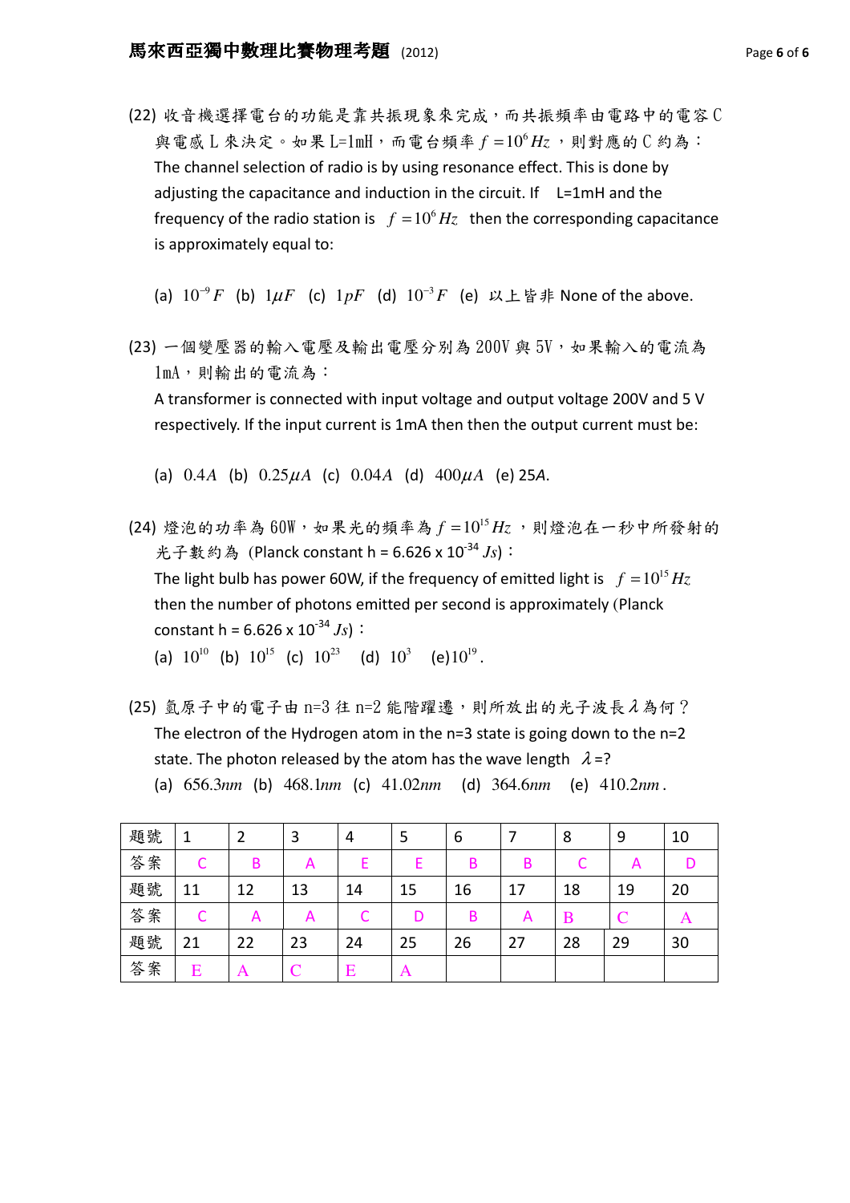(22) 收音機選擇電台的功能是靠共振現象來完成，而共振頻率由電路中的電容 C 與電感 L 來決定。如果 L=1mH，而電台頻率 $f=10^6 Hz$，則對應的 C 約為：
The channel selection of radio is by using resonance effect. This is done by adjusting the capacitance and induction in the circuit. If L=1mH and the frequency of the radio station is $f=10^6 Hz$ then the corresponding capacitance is approximately equal to:

(a) $10^{-9} F$ (b) $1\mu F$ (c) $1pF$ (d) $10^{-3} F$ (e) 以上皆非 None of the above.

(23) 一個變壓器的輸入電壓及輸出電壓分別為 200V 與 5V，如果輸入的電流為 1mA，則輸出的電流為：
A transformer is connected with input voltage and output voltage 200V and 5 V respectively. If the input current is 1mA then then the output current must be:

(a) $0.4A$ (b) $0.25\mu A$ (c) $0.04A$ (d) $400\mu A$ (e) 25*A*.

(24) 燈泡的功率為 60W，如果光的頻率為 $f=10^{15} Hz$，則燈泡在一秒中所發射的光子數約為 (Planck constant h = 6.626 x $10^{-34}$ *Js*)：
The light bulb has power 60W, if the frequency of emitted light is $f=10^{15} Hz$ then the number of photons emitted per second is approximately (Planck constant h = 6.626 x $10^{-34}$ *Js*)：
(a) $10^{10}$ (b) $10^{15}$ (c) $10^{23}$ (d) $10^{3}$ (e) $10^{19}$.

(25) 氫原子中的電子由 n=3 往 n=2 能階躍遷，則所放出的光子波長 $\lambda$ 為何？
The electron of the Hydrogen atom in the n=3 state is going down to the n=2 state. The photon released by the atom has the wave length $\lambda$=?
(a) $656.3nm$ (b) $468.1nm$ (c) $41.02nm$ (d) $364.6nm$ (e) $410.2nm$.

| | | | | | | | | | | |
|---|---|---|---|---|---|---|---|---|---|---|
| 題號 | 1 | 2 | 3 | 4 | 5 | 6 | 7 | 8 | 9 | 10 |
| 答案 | C | B | A | E | E | B | B | C | A | D |
| 題號 | 11 | 12 | 13 | 14 | 15 | 16 | 17 | 18 | 19 | 20 |
| 答案 | C | A | A | C | D | B | A | B | C | A |
| 題號 | 21 | 22 | 23 | 24 | 25 | 26 | 27 | 28 | 29 | 30 |
| 答案 | E | A | C | E | A | | | | | |